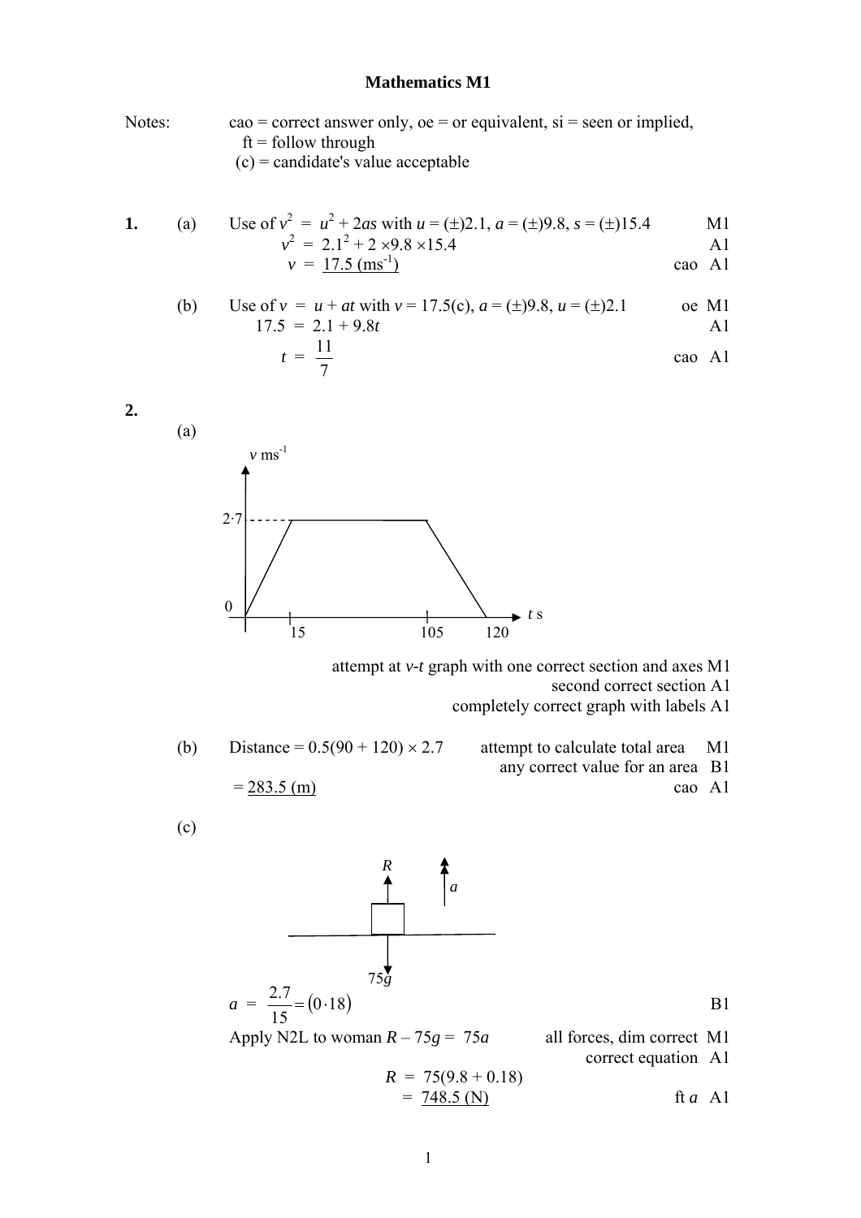# Mathematics M1

Notes: cao = correct answer only, oe = or equivalent, si = seen or implied, ft = follow through (c) = candidate's value acceptable

**1.** (a) Use of $v^2 = u^2 + 2as$ with $u = (\pm)2.1$, $a = (\pm)9.8$, $s = (\pm)15.4$ M1

$v^2 = 2.1^2 + 2 \times 9.8 \times 15.4$ A1

$v = \underline{17.5 \text{ (ms}^{-1})}$ cao A1

(b) Use of $v = u + at$ with $v = 17.5$(c), $a = (\pm)9.8$, $u = (\pm)2.1$ oe M1

$17.5 = 2.1 + 9.8t$ A1

$t = \frac{11}{7}$ cao A1

**2.**

(a)

[v-t graph: $v$ ms$^{-1}$ against $t$ s; velocity rises from 0 to 2·7 at $t = 15$, constant at 2·7 until $t = 105$, then decreases to 0 at $t = 120$]

attempt at $v$-$t$ graph with one correct section and axes M1

second correct section A1

completely correct graph with labels A1

(b) Distance = $0.5(90 + 120) \times 2.7$ attempt to calculate total area M1

any correct value for an area B1

= $\underline{283.5 \text{ (m)}}$ cao A1

(c)

[Diagram: woman with forces $R$ upward, $75g$ downward, acceleration $a$ upward]

$a = \frac{2.7}{15} = (0{\cdot}18)$ B1

Apply N2L to woman $R - 75g = 75a$ all forces, dim correct M1

correct equation A1

$R = 75(9.8 + 0.18)$

$= \underline{748.5 \text{ (N)}}$ ft $a$ A1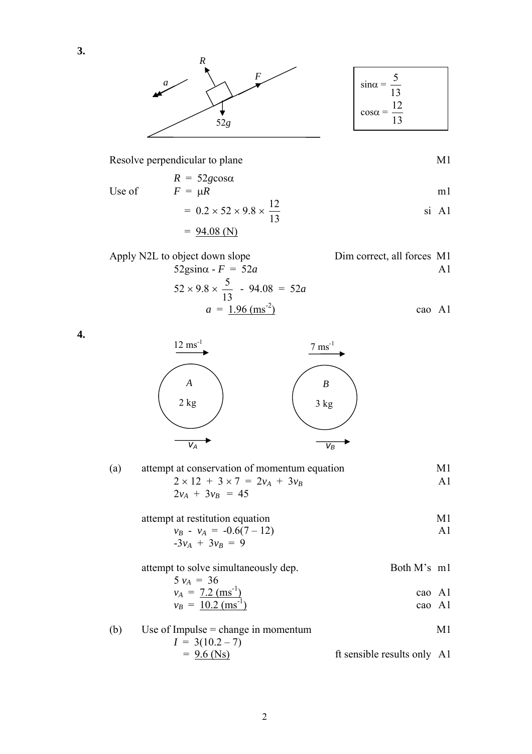**3.**

$\sin\alpha = \frac{5}{13}$

$\cos\alpha = \frac{12}{13}$

| | | |
|---|---|---|
| Resolve perpendicular to plane | | M1 |
| | $R = 52g\cos\alpha$ | |
| Use of | $F = \mu R$ | m1 |
| | $= 0.2 \times 52 \times 9.8 \times \frac{12}{13}$ | si A1 |
| | $= \underline{94.08 \text{ (N)}}$ | |
| Apply N2L to object down slope | Dim correct, all forces | M1 |
| | $52g\sin\alpha - F = 52a$ | A1 |
| | $52 \times 9.8 \times \frac{5}{13} - 94.08 = 52a$ | |
| | $a = \underline{1.96 \text{ (ms}^{-2})}$ | cao A1 |

**4.**

A: 2 kg, $12 \text{ ms}^{-1}$ → $v_A$; B: 3 kg, $7 \text{ ms}^{-1}$ → $v_B$

| | | | |
|---|---|---|---|
| (a) | attempt at conservation of momentum equation | | M1 |
| | $2 \times 12 + 3 \times 7 = 2v_A + 3v_B$ | | A1 |
| | $2v_A + 3v_B = 45$ | | |
| | attempt at restitution equation | | M1 |
| | $v_B - v_A = -0.6(7 - 12)$ | | A1 |
| | $-3v_A + 3v_B = 9$ | | |
| | attempt to solve simultaneously dep. | Both M's | m1 |
| | $5v_A = 36$ | | |
| | $v_A = \underline{7.2 \text{ (ms}^{-1})}$ | cao | A1 |
| | $v_B = \underline{10.2 \text{ (ms}^{-1})}$ | cao | A1 |
| (b) | Use of Impulse = change in momentum | | M1 |
| | $I = 3(10.2 - 7)$ | | |
| | $= \underline{9.6 \text{ (Ns)}}$ | ft sensible results only | A1 |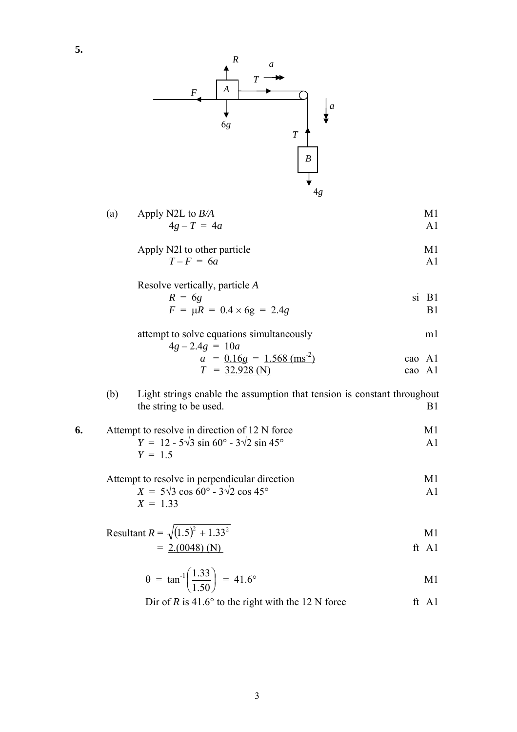**5.**

(a) Apply N2L to *B/A* — M1

$$4g - T = 4a$$ — A1

Apply N2l to other particle — M1

$$T - F = 6a$$ — A1

Resolve vertically, particle *A*

$$R = 6g$$ — si B1

$$F = \mu R = 0.4 \times 6g = 2.4g$$ — B1

attempt to solve equations simultaneously — m1

$$4g - 2.4g = 10a$$

$$a = \underline{0.16g} = \underline{1.568\ (\text{ms}^{-2})}$$ — cao A1

$$T = \underline{32.928\ (\text{N})}$$ — cao A1

(b) Light strings enable the assumption that tension is constant throughout the string to be used. — B1

**6.** Attempt to resolve in direction of 12 N force — M1

$$Y = 12 - 5\sqrt{3}\sin 60° - 3\sqrt{2}\sin 45°$$ — A1

$$Y = 1.5$$

Attempt to resolve in perpendicular direction — M1

$$X = 5\sqrt{3}\cos 60° - 3\sqrt{2}\cos 45°$$ — A1

$$X = 1.33$$

Resultant $R = \sqrt{(1.5)^2 + 1.33^2}$ — M1

$= \underline{2.(0048)\ (\text{N})}$ — ft A1

$$\theta = \tan^{-1}\left(\frac{1.33}{1.50}\right) = 41.6°$$ — M1

Dir of *R* is 41.6° to the right with the 12 N force — ft A1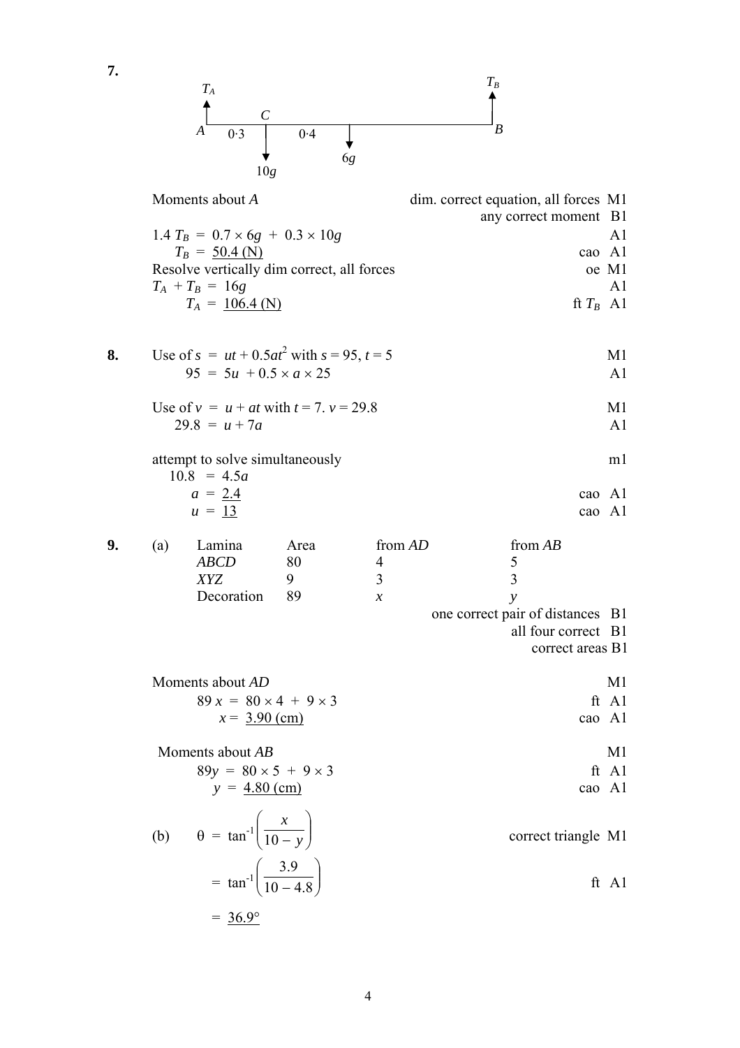**7.**

$T_A$ $T_B$

$C$

$A$ 0·3 0·4 $B$

$6g$

$10g$

Moments about $A$ — dim. correct equation, all forces M1
any correct moment B1

$1.4\,T_B = 0.7 \times 6g + 0.3 \times 10g$ — A1

$T_B = \underline{50.4\text{ (N)}}$ — cao A1

Resolve vertically dim correct, all forces — oe M1

$T_A + T_B = 16g$ — A1

$T_A = \underline{106.4\text{ (N)}}$ — ft $T_B$ A1

**8.** Use of $s = ut + 0.5at^2$ with $s = 95$, $t = 5$ — M1

$95 = 5u + 0.5 \times a \times 25$ — A1

Use of $v = u + at$ with $t = 7$. $v = 29.8$ — M1

$29.8 = u + 7a$ — A1

attempt to solve simultaneously — m1

$10.8 = 4.5a$

$a = \underline{2.4}$ — cao A1

$u = \underline{13}$ — cao A1

**9.** (a)

| Lamina | Area | from $AD$ | from $AB$ |
|---|---|---|---|
| $ABCD$ | 80 | 4 | 5 |
| $XYZ$ | 9 | 3 | 3 |
| Decoration | 89 | $x$ | $y$ |

one correct pair of distances B1
all four correct B1
correct areas B1

Moments about $AD$ — M1

$89x = 80 \times 4 + 9 \times 3$ — ft A1

$x = \underline{3.90\text{ (cm)}}$ — cao A1

Moments about $AB$ — M1

$89y = 80 \times 5 + 9 \times 3$ — ft A1

$y = \underline{4.80\text{ (cm)}}$ — cao A1

(b) $\theta = \tan^{-1}\left(\dfrac{x}{10 - y}\right)$ — correct triangle M1

$= \tan^{-1}\left(\dfrac{3.9}{10 - 4.8}\right)$ — ft A1

$= \underline{36.9°}$